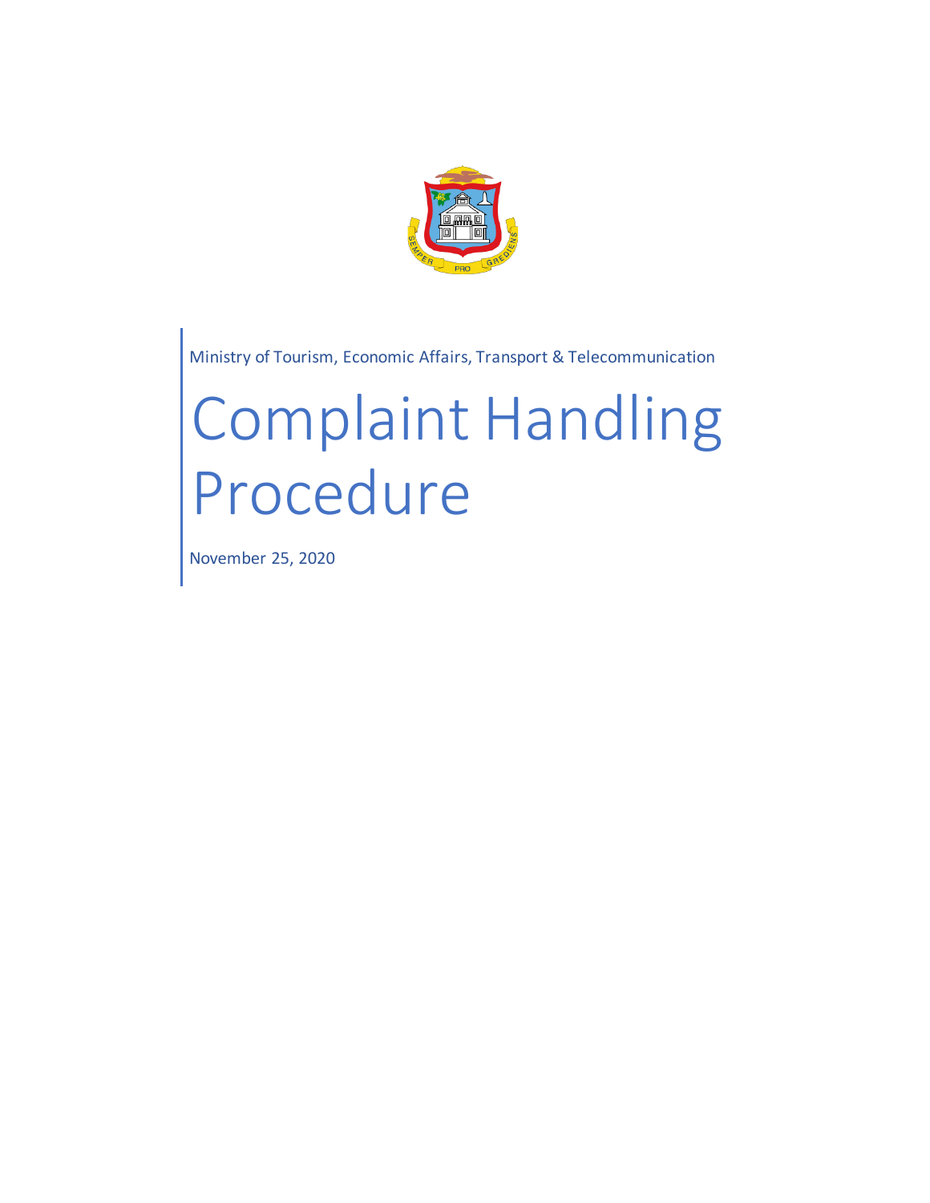Ministry of Tourism, Economic Affairs, Transport & Telecommunication

# Complaint Handling Procedure

November 25, 2020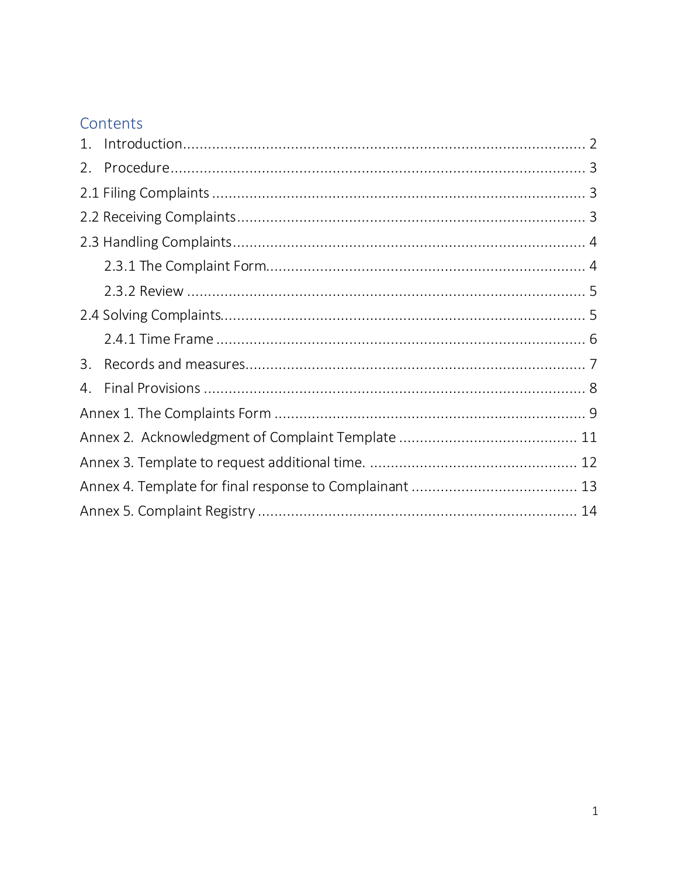## Contents

1. Introduction ........ 2
2. Procedure ........ 3

2.1 Filing Complaints ........ 3

2.2 Receiving Complaints ........ 3

2.3 Handling Complaints ........ 4

- 2.3.1 The Complaint Form ........ 4
- 2.3.2 Review ........ 5

2.4 Solving Complaints ........ 5

- 2.4.1 Time Frame ........ 6

3. Records and measures ........ 7
4. Final Provisions ........ 8

Annex 1. The Complaints Form ........ 9

Annex 2. Acknowledgment of Complaint Template ........ 11

Annex 3. Template to request additional time. ........ 12

Annex 4. Template for final response to Complainant ........ 13

Annex 5. Complaint Registry ........ 14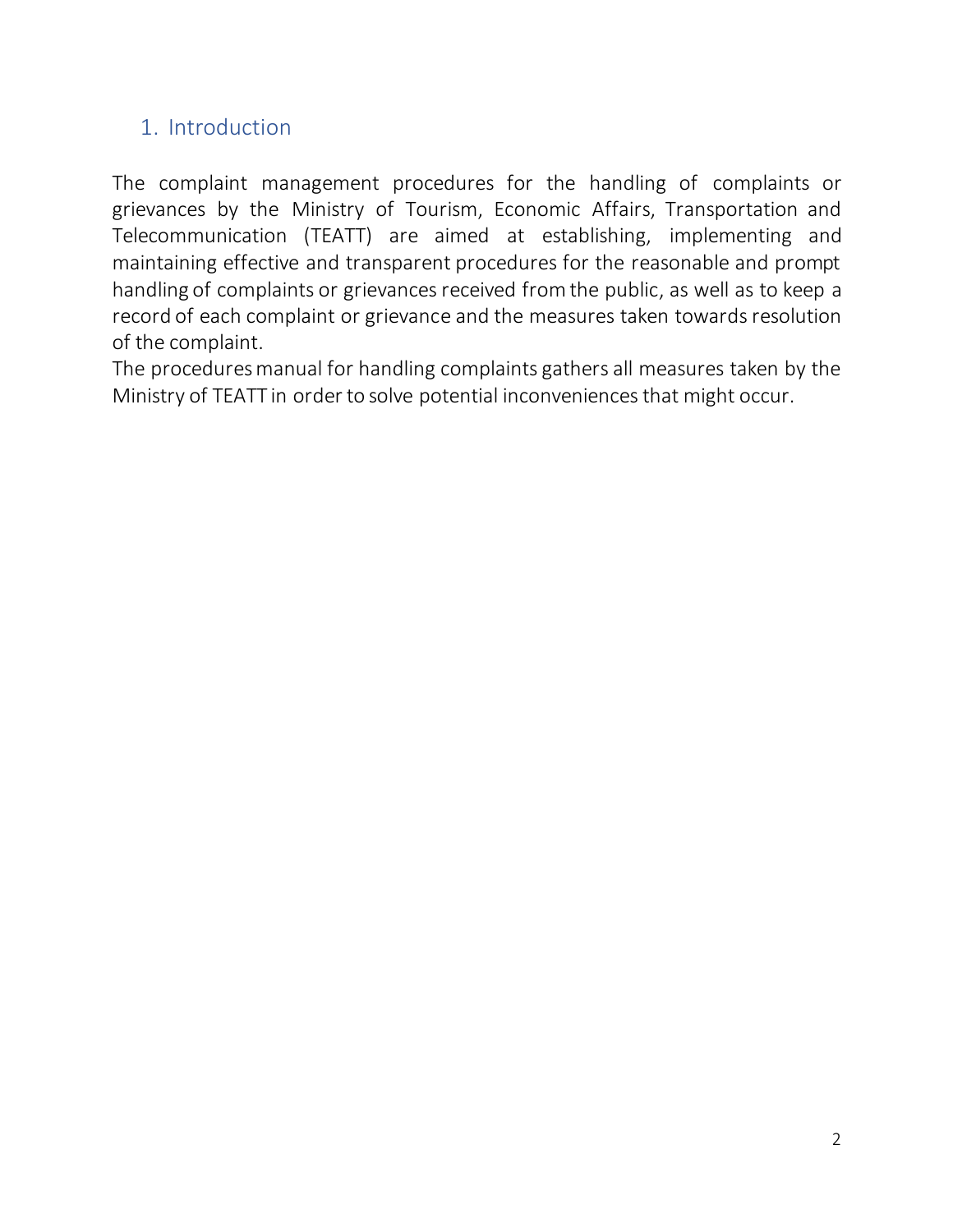## 1. Introduction

The complaint management procedures for the handling of complaints or grievances by the Ministry of Tourism, Economic Affairs, Transportation and Telecommunication (TEATT) are aimed at establishing, implementing and maintaining effective and transparent procedures for the reasonable and prompt handling of complaints or grievances received from the public, as well as to keep a record of each complaint or grievance and the measures taken towards resolution of the complaint.

The procedures manual for handling complaints gathers all measures taken by the Ministry of TEATT in order to solve potential inconveniences that might occur.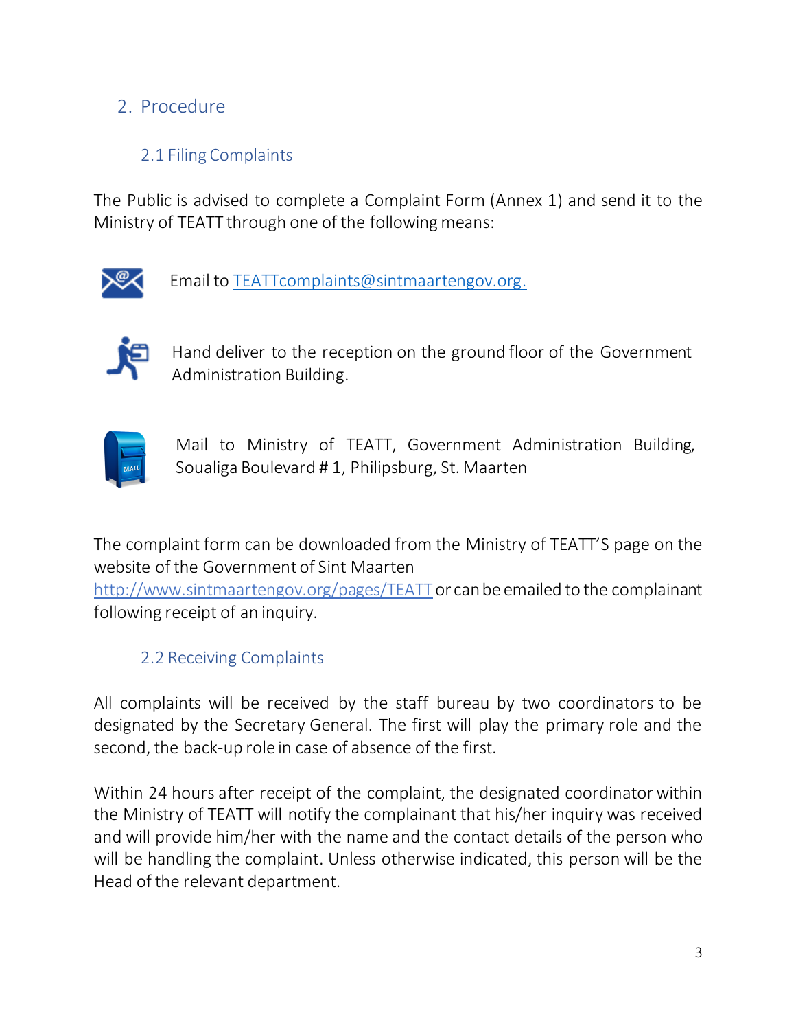## 2. Procedure

### 2.1 Filing Complaints

The Public is advised to complete a Complaint Form (Annex 1) and send it to the Ministry of TEATT through one of the following means:

- Email to [TEATTcomplaints@sintmaartengov.org.](mailto:TEATTcomplaints@sintmaartengov.org)
- Hand deliver to the reception on the ground floor of the Government Administration Building.
- Mail to Ministry of TEATT, Government Administration Building, Soualiga Boulevard # 1, Philipsburg, St. Maarten

The complaint form can be downloaded from the Ministry of TEATT'S page on the website of the Government of Sint Maarten [http://www.sintmaartengov.org/pages/TEATT](http://www.sintmaartengov.org/pages/TEATT) or can be emailed to the complainant following receipt of an inquiry.

### 2.2 Receiving Complaints

All complaints will be received by the staff bureau by two coordinators to be designated by the Secretary General. The first will play the primary role and the second, the back-up role in case of absence of the first.

Within 24 hours after receipt of the complaint, the designated coordinator within the Ministry of TEATT will notify the complainant that his/her inquiry was received and will provide him/her with the name and the contact details of the person who will be handling the complaint. Unless otherwise indicated, this person will be the Head of the relevant department.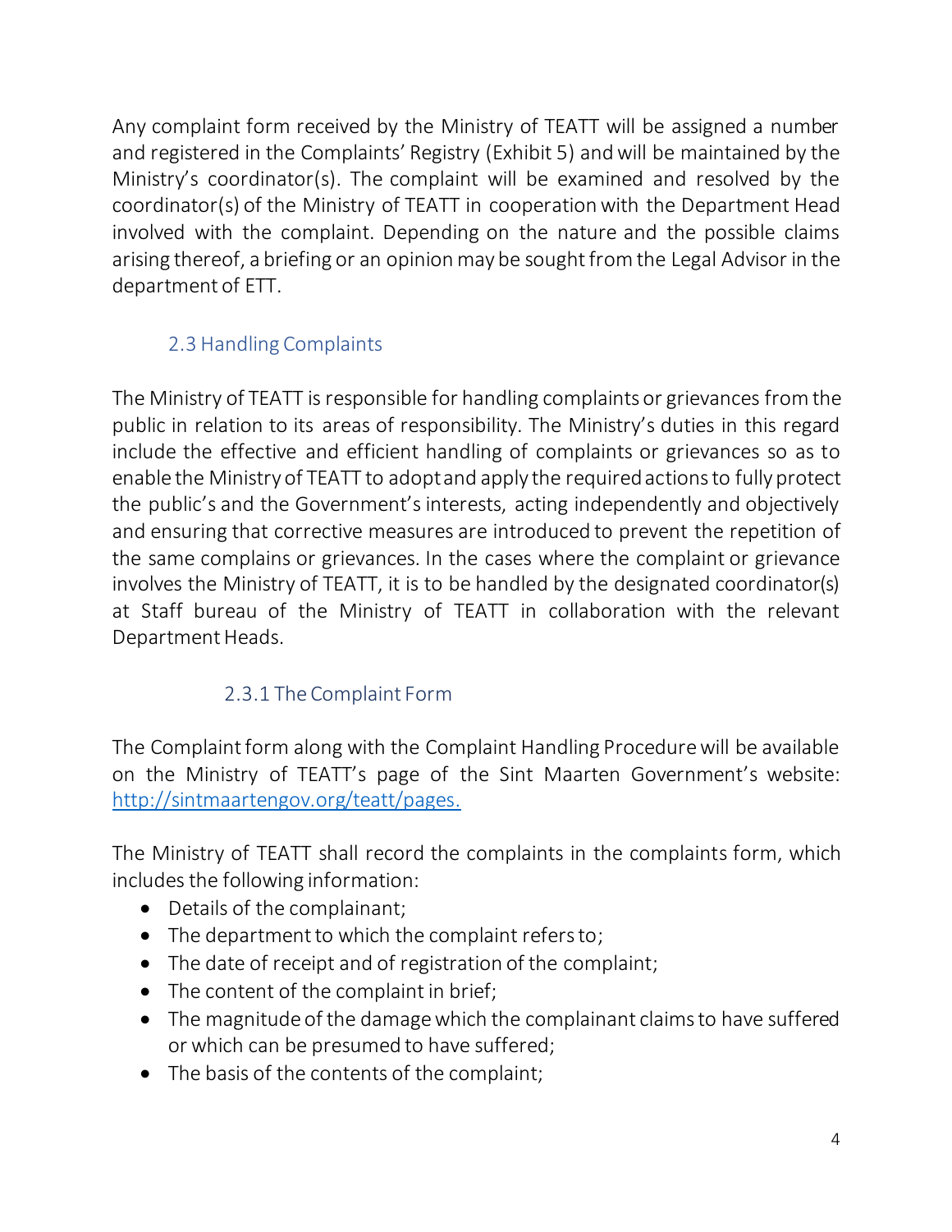Any complaint form received by the Ministry of TEATT will be assigned a number and registered in the Complaints' Registry (Exhibit 5) and will be maintained by the Ministry's coordinator(s). The complaint will be examined and resolved by the coordinator(s) of the Ministry of TEATT in cooperation with the Department Head involved with the complaint. Depending on the nature and the possible claims arising thereof, a briefing or an opinion may be sought from the Legal Advisor in the department of ETT.

## 2.3 Handling Complaints

The Ministry of TEATT is responsible for handling complaints or grievances from the public in relation to its areas of responsibility. The Ministry's duties in this regard include the effective and efficient handling of complaints or grievances so as to enable the Ministry of TEATT to adopt and apply the required actions to fully protect the public's and the Government's interests, acting independently and objectively and ensuring that corrective measures are introduced to prevent the repetition of the same complains or grievances. In the cases where the complaint or grievance involves the Ministry of TEATT, it is to be handled by the designated coordinator(s) at Staff bureau of the Ministry of TEATT in collaboration with the relevant Department Heads.

### 2.3.1 The Complaint Form

The Complaint form along with the Complaint Handling Procedure will be available on the Ministry of TEATT's page of the Sint Maarten Government's website: [http://sintmaartengov.org/teatt/pages.](http://sintmaartengov.org/teatt/pages)

The Ministry of TEATT shall record the complaints in the complaints form, which includes the following information:

- Details of the complainant;
- The department to which the complaint refers to;
- The date of receipt and of registration of the complaint;
- The content of the complaint in brief;
- The magnitude of the damage which the complainant claims to have suffered or which can be presumed to have suffered;
- The basis of the contents of the complaint;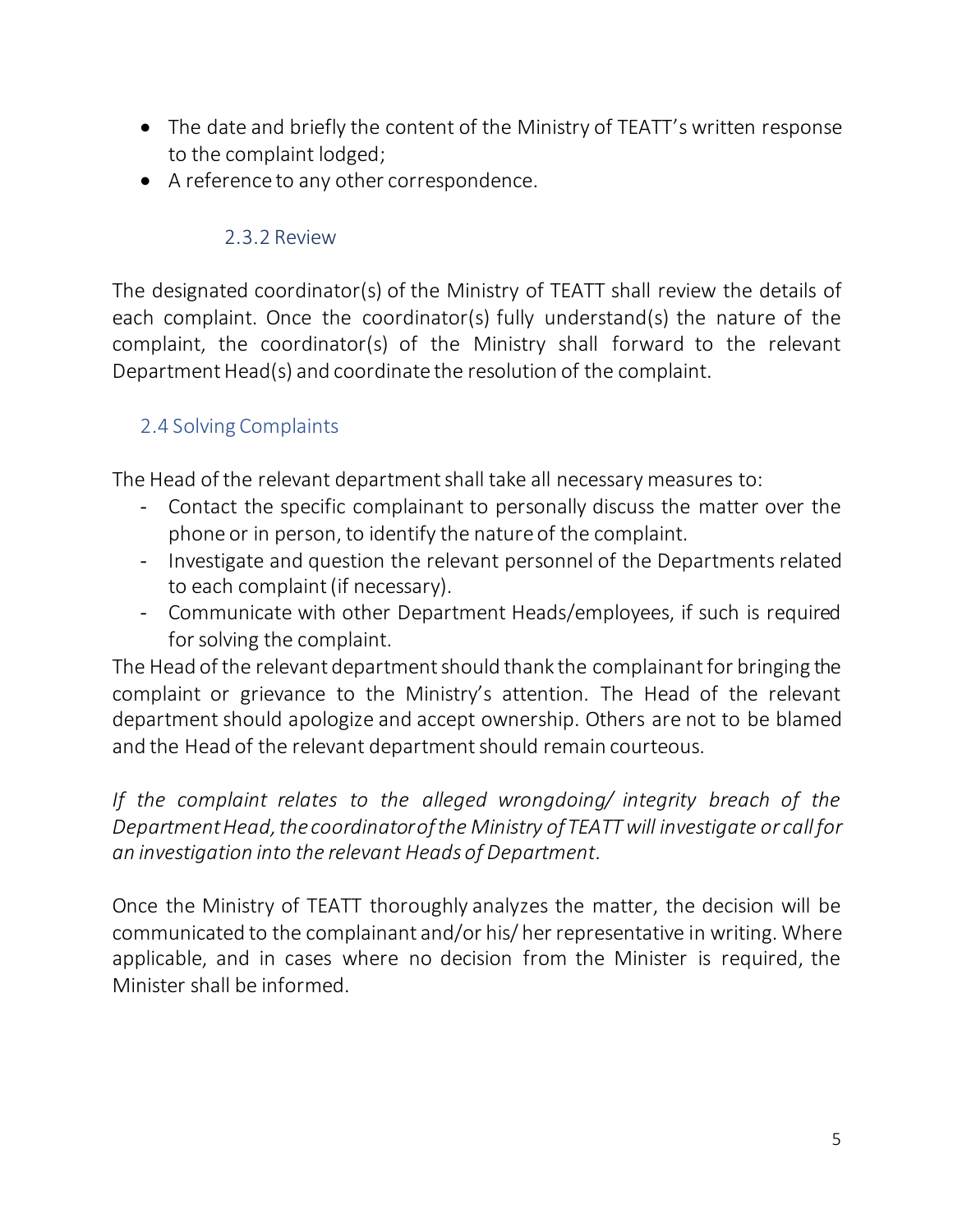- The date and briefly the content of the Ministry of TEATT's written response to the complaint lodged;
- A reference to any other correspondence.

#### 2.3.2 Review

The designated coordinator(s) of the Ministry of TEATT shall review the details of each complaint. Once the coordinator(s) fully understand(s) the nature of the complaint, the coordinator(s) of the Ministry shall forward to the relevant Department Head(s) and coordinate the resolution of the complaint.

### 2.4 Solving Complaints

The Head of the relevant department shall take all necessary measures to:

- Contact the specific complainant to personally discuss the matter over the phone or in person, to identify the nature of the complaint.
- Investigate and question the relevant personnel of the Departments related to each complaint (if necessary).
- Communicate with other Department Heads/employees, if such is required for solving the complaint.

The Head of the relevant department should thank the complainant for bringing the complaint or grievance to the Ministry's attention. The Head of the relevant department should apologize and accept ownership. Others are not to be blamed and the Head of the relevant department should remain courteous.

*If the complaint relates to the alleged wrongdoing/ integrity breach of the Department Head, the coordinator of the Ministry of TEATT will investigate or call for an investigation into the relevant Heads of Department.*

Once the Ministry of TEATT thoroughly analyzes the matter, the decision will be communicated to the complainant and/or his/ her representative in writing. Where applicable, and in cases where no decision from the Minister is required, the Minister shall be informed.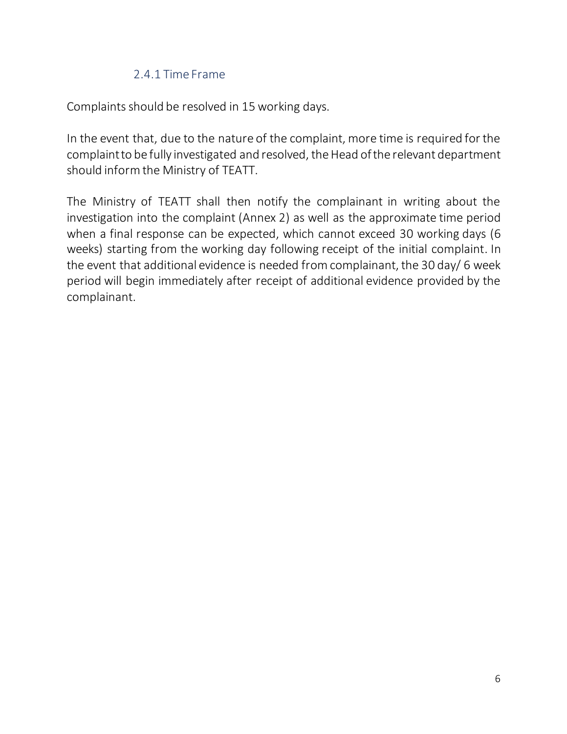### 2.4.1 Time Frame

Complaints should be resolved in 15 working days.

In the event that, due to the nature of the complaint, more time is required for the complaint to be fully investigated and resolved, the Head of the relevant department should inform the Ministry of TEATT.

The Ministry of TEATT shall then notify the complainant in writing about the investigation into the complaint (Annex 2) as well as the approximate time period when a final response can be expected, which cannot exceed 30 working days (6 weeks) starting from the working day following receipt of the initial complaint. In the event that additional evidence is needed from complainant, the 30 day/ 6 week period will begin immediately after receipt of additional evidence provided by the complainant.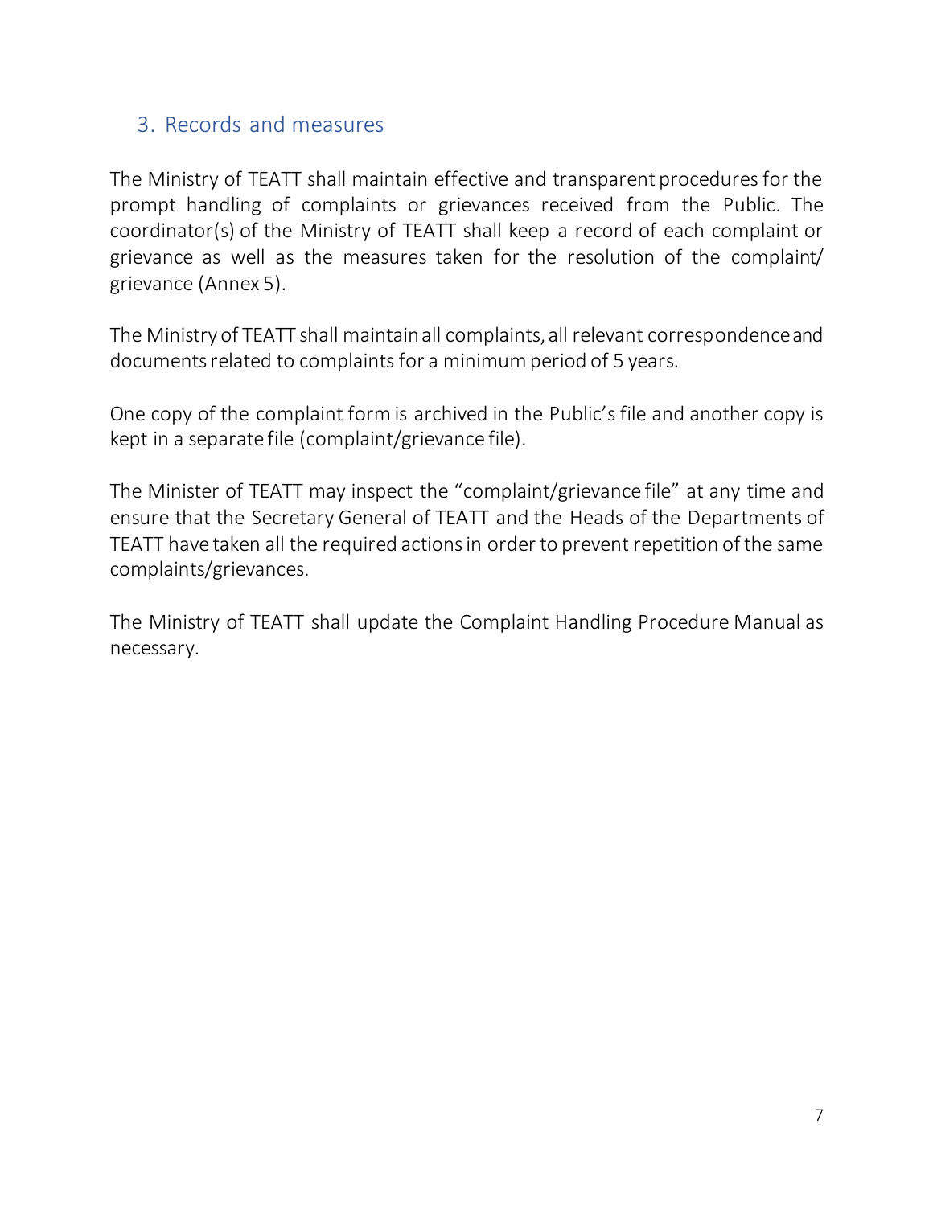## 3. Records and measures

The Ministry of TEATT shall maintain effective and transparent procedures for the prompt handling of complaints or grievances received from the Public. The coordinator(s) of the Ministry of TEATT shall keep a record of each complaint or grievance as well as the measures taken for the resolution of the complaint/ grievance (Annex 5).

The Ministry of TEATT shall maintain all complaints, all relevant correspondence and documents related to complaints for a minimum period of 5 years.

One copy of the complaint form is archived in the Public's file and another copy is kept in a separate file (complaint/grievance file).

The Minister of TEATT may inspect the "complaint/grievance file" at any time and ensure that the Secretary General of TEATT and the Heads of the Departments of TEATT have taken all the required actions in order to prevent repetition of the same complaints/grievances.

The Ministry of TEATT shall update the Complaint Handling Procedure Manual as necessary.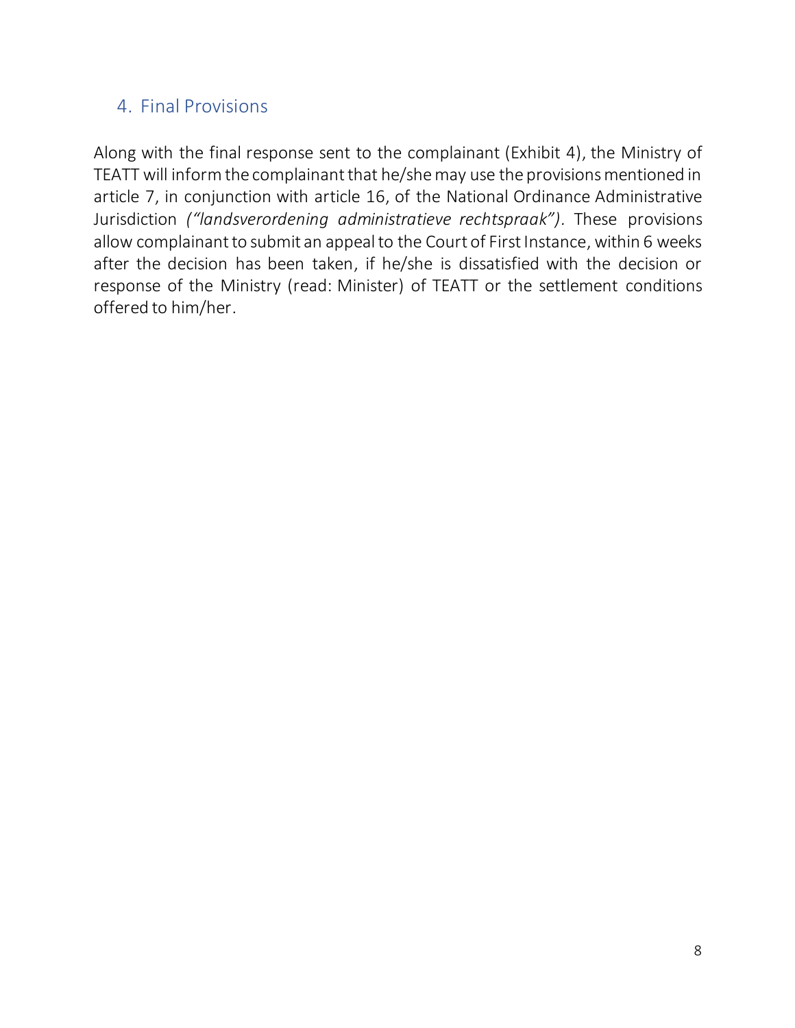## 4. Final Provisions

Along with the final response sent to the complainant (Exhibit 4), the Ministry of TEATT will inform the complainant that he/she may use the provisions mentioned in article 7, in conjunction with article 16, of the National Ordinance Administrative Jurisdiction *("landsverordening administratieve rechtspraak").* These provisions allow complainant to submit an appeal to the Court of First Instance, within 6 weeks after the decision has been taken, if he/she is dissatisfied with the decision or response of the Ministry (read: Minister) of TEATT or the settlement conditions offered to him/her.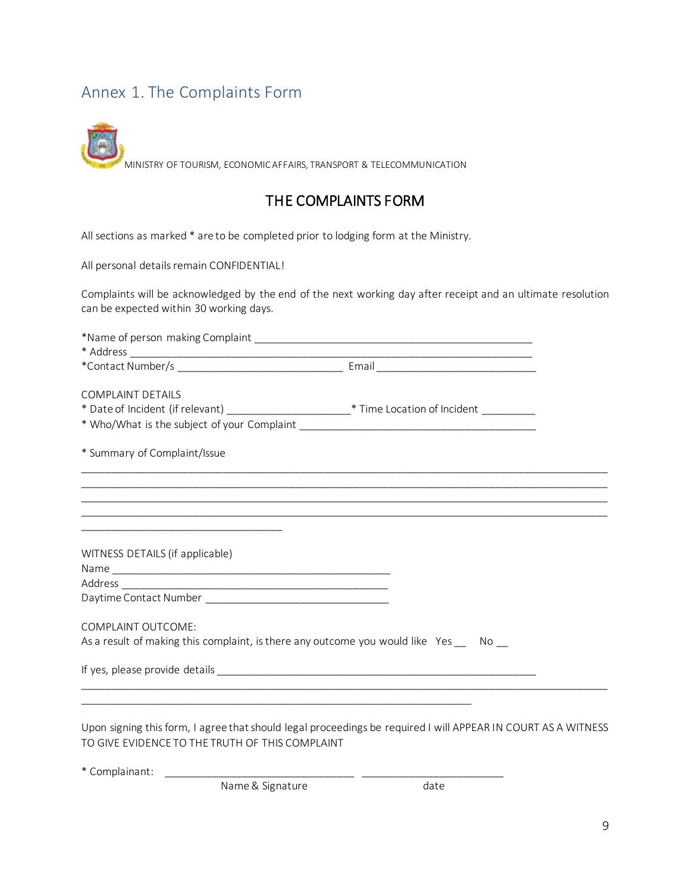## Annex 1. The Complaints Form

MINISTRY OF TOURISM, ECONOMIC AFFAIRS, TRANSPORT & TELECOMMUNICATION

# THE COMPLAINTS FORM

All sections as marked * are to be completed prior to lodging form at the Ministry.

All personal details remain CONFIDENTIAL!

Complaints will be acknowledged by the end of the next working day after receipt and an ultimate resolution can be expected within 30 working days.

*Name of person making Complaint ________________________________________________
* Address ______________________________________________________________________
*Contact Number/s ____________________________ Email ____________________________

COMPLAINT DETAILS
* Date of Incident (if relevant) _____________________* Time Location of Incident _________
* Who/What is the subject of your Complaint __________________________________________

* Summary of Complaint/Issue

___________________________________________________________________________________________
___________________________________________________________________________________________
___________________________________________________________________________________________
___________________________________________________________________________________________
__________________________________

WITNESS DETAILS (if applicable)
Name ________________________________________________
Address _____________________________________________
Daytime Contact Number _______________________________

COMPLAINT OUTCOME:
As a result of making this complaint, is there any outcome you would like Yes __ No __

If yes, please provide details _______________________________________________________
___________________________________________________________________________________________
___________________________________________________________________

Upon signing this form, I agree that should legal proceedings be required I will APPEAR IN COURT AS A WITNESS TO GIVE EVIDENCE TO THE TRUTH OF THIS COMPLAINT

* Complainant: ________________________________ ________________________
Name & Signature date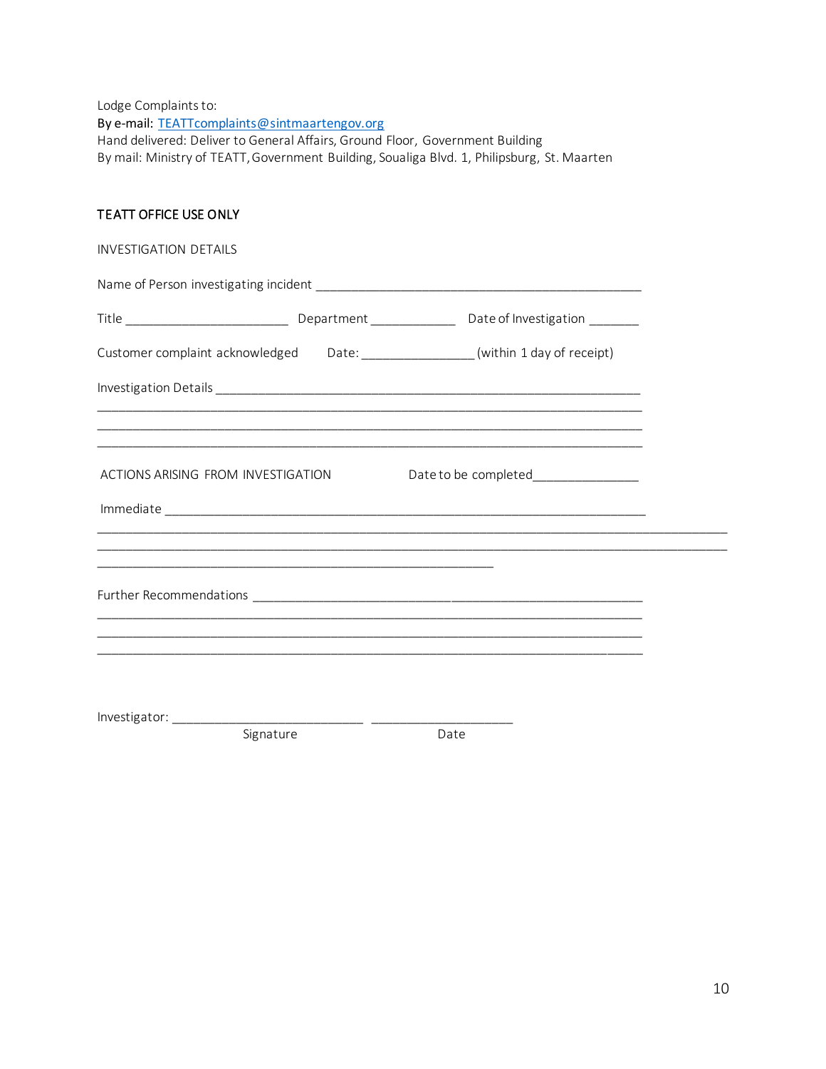Lodge Complaints to:
By e-mail: [TEATTcomplaints@sintmaartengov.org](mailto:TEATTcomplaints@sintmaartengov.org)
Hand delivered: Deliver to General Affairs, Ground Floor, Government Building
By mail: Ministry of TEATT, Government Building, Soualiga Blvd. 1, Philipsburg, St. Maarten

## TEATT OFFICE USE ONLY

INVESTIGATION DETAILS

Name of Person investigating incident ______________________________________________

Title ______________________ Department ____________ Date of Investigation _______

Customer complaint acknowledged Date: _______________ (within 1 day of receipt)

Investigation Details ____________________________________________________________
______________________________________________________________________________
______________________________________________________________________________
______________________________________________________________________________

ACTIONS ARISING FROM INVESTIGATION Date to be completed_______________

Immediate ______________________________________________________________________
______________________________________________________________________________
______________________________________________________________________________
_______________________________________________________

Further Recommendations __________________________________________________________
______________________________________________________________________________
______________________________________________________________________________
______________________________________________________________________________

Investigator: __________________________ ____________________
Signature Date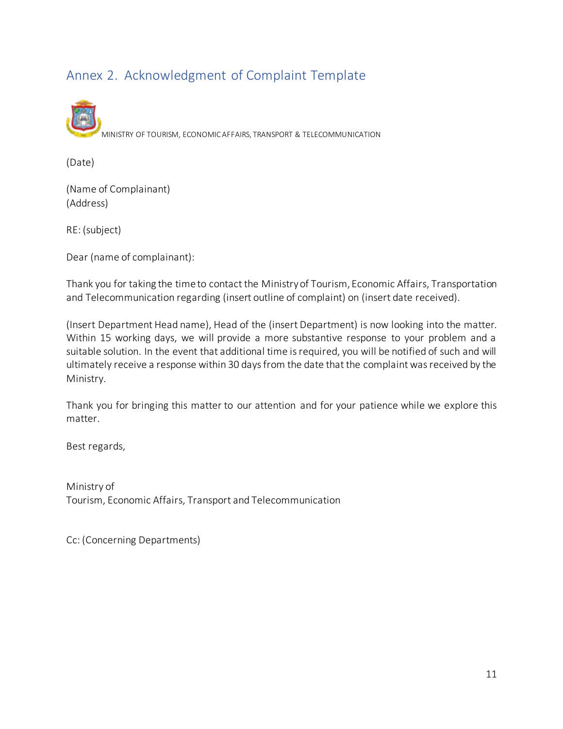## Annex 2. Acknowledgment of Complaint Template

MINISTRY OF TOURISM, ECONOMIC AFFAIRS, TRANSPORT & TELECOMMUNICATION

(Date)

(Name of Complainant)
(Address)

RE: (subject)

Dear (name of complainant):

Thank you for taking the time to contact the Ministry of Tourism, Economic Affairs, Transportation and Telecommunication regarding (insert outline of complaint) on (insert date received).

(Insert Department Head name), Head of the (insert Department) is now looking into the matter. Within 15 working days, we will provide a more substantive response to your problem and a suitable solution. In the event that additional time is required, you will be notified of such and will ultimately receive a response within 30 days from the date that the complaint was received by the Ministry.

Thank you for bringing this matter to our attention and for your patience while we explore this matter.

Best regards,

Ministry of
Tourism, Economic Affairs, Transport and Telecommunication

Cc: (Concerning Departments)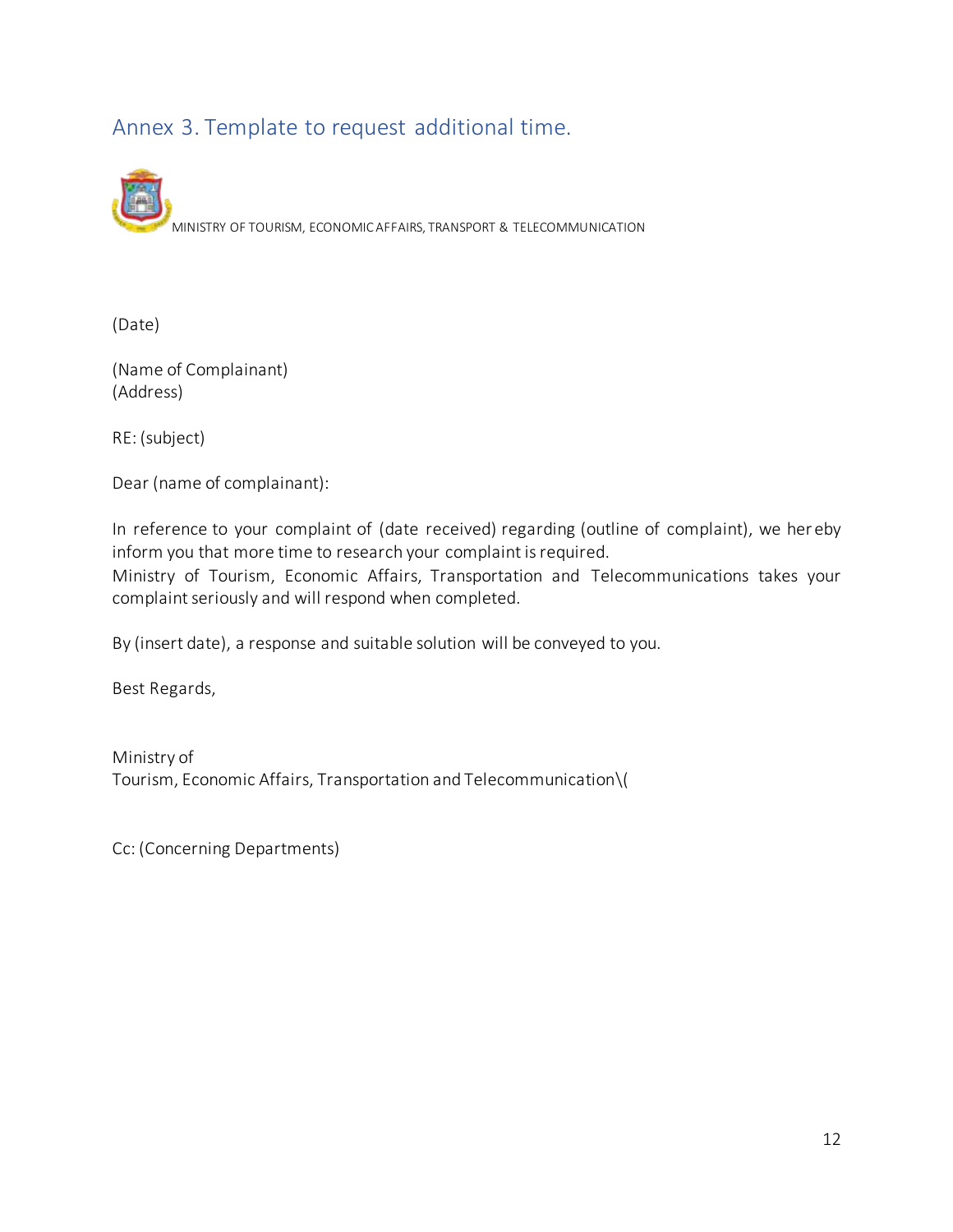## Annex 3. Template to request additional time.

MINISTRY OF TOURISM, ECONOMIC AFFAIRS, TRANSPORT & TELECOMMUNICATION

(Date)

(Name of Complainant)
(Address)

RE: (subject)

Dear (name of complainant):

In reference to your complaint of (date received) regarding (outline of complaint), we hereby inform you that more time to research your complaint is required.
Ministry of Tourism, Economic Affairs, Transportation and Telecommunications takes your complaint seriously and will respond when completed.

By (insert date), a response and suitable solution will be conveyed to you.

Best Regards,

Ministry of
Tourism, Economic Affairs, Transportation and Telecommunication\(

Cc: (Concerning Departments)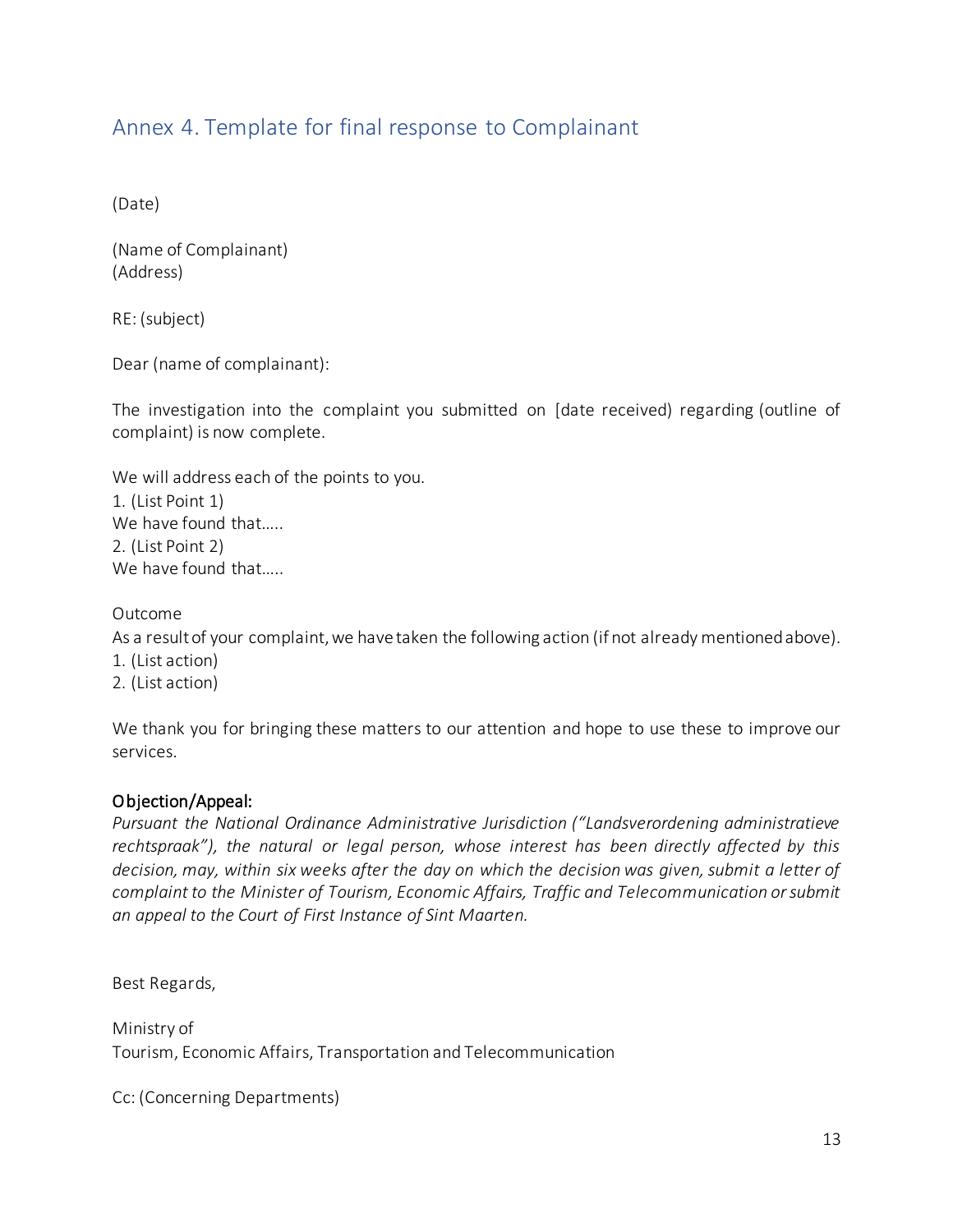## Annex 4. Template for final response to Complainant

(Date)

(Name of Complainant)
(Address)

RE: (subject)

Dear (name of complainant):

The investigation into the complaint you submitted on [date received) regarding (outline of complaint) is now complete.

We will address each of the points to you.
1. (List Point 1)
We have found that…..
2. (List Point 2)
We have found that…..

Outcome
As a result of your complaint, we have taken the following action (if not already mentioned above).
1. (List action)
2. (List action)

We thank you for bringing these matters to our attention and hope to use these to improve our services.

**Objection/Appeal:**
*Pursuant the National Ordinance Administrative Jurisdiction ("Landsverordening administratieve rechtspraak"), the natural or legal person, whose interest has been directly affected by this decision, may, within six weeks after the day on which the decision was given, submit a letter of complaint to the Minister of Tourism, Economic Affairs, Traffic and Telecommunication or submit an appeal to the Court of First Instance of Sint Maarten.*

Best Regards,

Ministry of
Tourism, Economic Affairs, Transportation and Telecommunication

Cc: (Concerning Departments)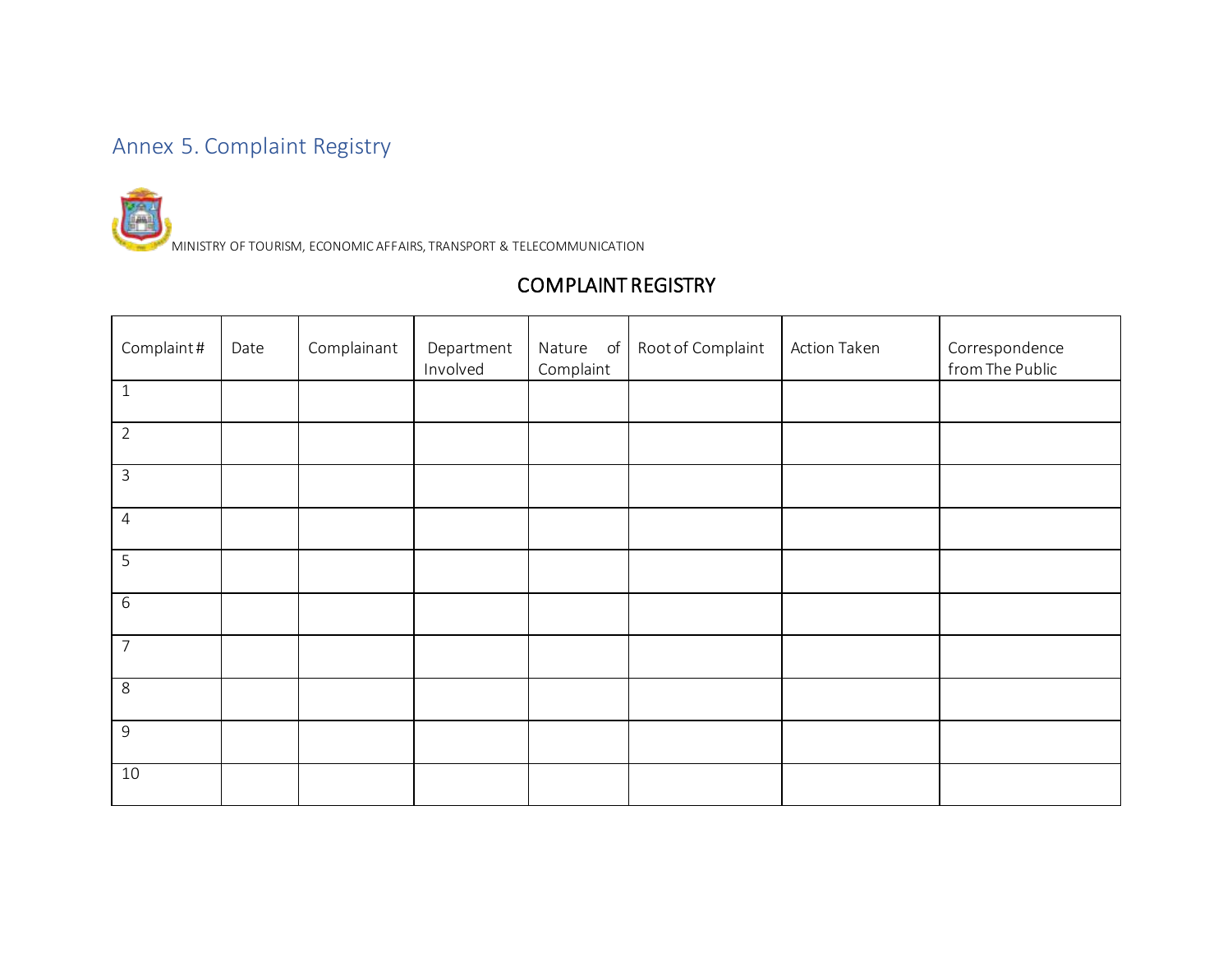## Annex 5. Complaint Registry

MINISTRY OF TOURISM, ECONOMIC AFFAIRS, TRANSPORT & TELECOMMUNICATION

### COMPLAINT REGISTRY

| Complaint # | Date | Complainant | Department Involved | Nature of Complaint | Root of Complaint | Action Taken | Correspondence from The Public |
|---|---|---|---|---|---|---|---|
| 1 | | | | | | | |
| 2 | | | | | | | |
| 3 | | | | | | | |
| 4 | | | | | | | |
| 5 | | | | | | | |
| 6 | | | | | | | |
| 7 | | | | | | | |
| 8 | | | | | | | |
| 9 | | | | | | | |
| 10 | | | | | | | |